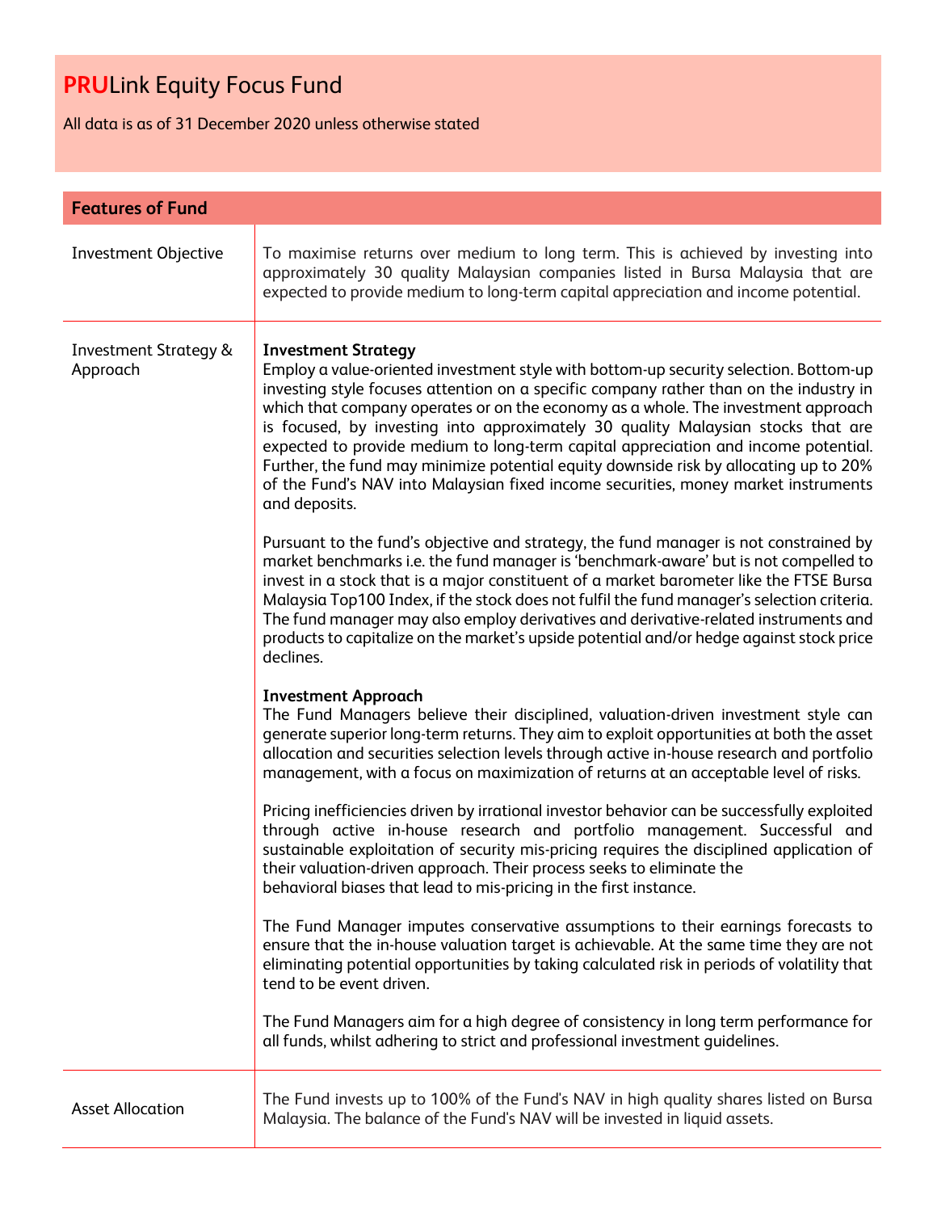# **PRU**Link Equity Focus Fund

All data is as of 31 December 2020 unless otherwise stated

| **Features of Fund** | |
|---|---|
| Investment Objective | To maximise returns over medium to long term. This is achieved by investing into approximately 30 quality Malaysian companies listed in Bursa Malaysia that are expected to provide medium to long-term capital appreciation and income potential. |
| Investment Strategy & Approach | **Investment Strategy**<br>Employ a value-oriented investment style with bottom-up security selection. Bottom-up investing style focuses attention on a specific company rather than on the industry in which that company operates or on the economy as a whole. The investment approach is focused, by investing into approximately 30 quality Malaysian stocks that are expected to provide medium to long-term capital appreciation and income potential. Further, the fund may minimize potential equity downside risk by allocating up to 20% of the Fund's NAV into Malaysian fixed income securities, money market instruments and deposits.<br><br>Pursuant to the fund's objective and strategy, the fund manager is not constrained by market benchmarks i.e. the fund manager is 'benchmark-aware' but is not compelled to invest in a stock that is a major constituent of a market barometer like the FTSE Bursa Malaysia Top100 Index, if the stock does not fulfil the fund manager's selection criteria. The fund manager may also employ derivatives and derivative-related instruments and products to capitalize on the market's upside potential and/or hedge against stock price declines.<br><br>**Investment Approach**<br>The Fund Managers believe their disciplined, valuation-driven investment style can generate superior long-term returns. They aim to exploit opportunities at both the asset allocation and securities selection levels through active in-house research and portfolio management, with a focus on maximization of returns at an acceptable level of risks.<br><br>Pricing inefficiencies driven by irrational investor behavior can be successfully exploited through active in-house research and portfolio management. Successful and sustainable exploitation of security mis-pricing requires the disciplined application of their valuation-driven approach. Their process seeks to eliminate the behavioral biases that lead to mis-pricing in the first instance.<br><br>The Fund Manager imputes conservative assumptions to their earnings forecasts to ensure that the in-house valuation target is achievable. At the same time they are not eliminating potential opportunities by taking calculated risk in periods of volatility that tend to be event driven.<br><br>The Fund Managers aim for a high degree of consistency in long term performance for all funds, whilst adhering to strict and professional investment guidelines. |
| Asset Allocation | The Fund invests up to 100% of the Fund's NAV in high quality shares listed on Bursa Malaysia. The balance of the Fund's NAV will be invested in liquid assets. |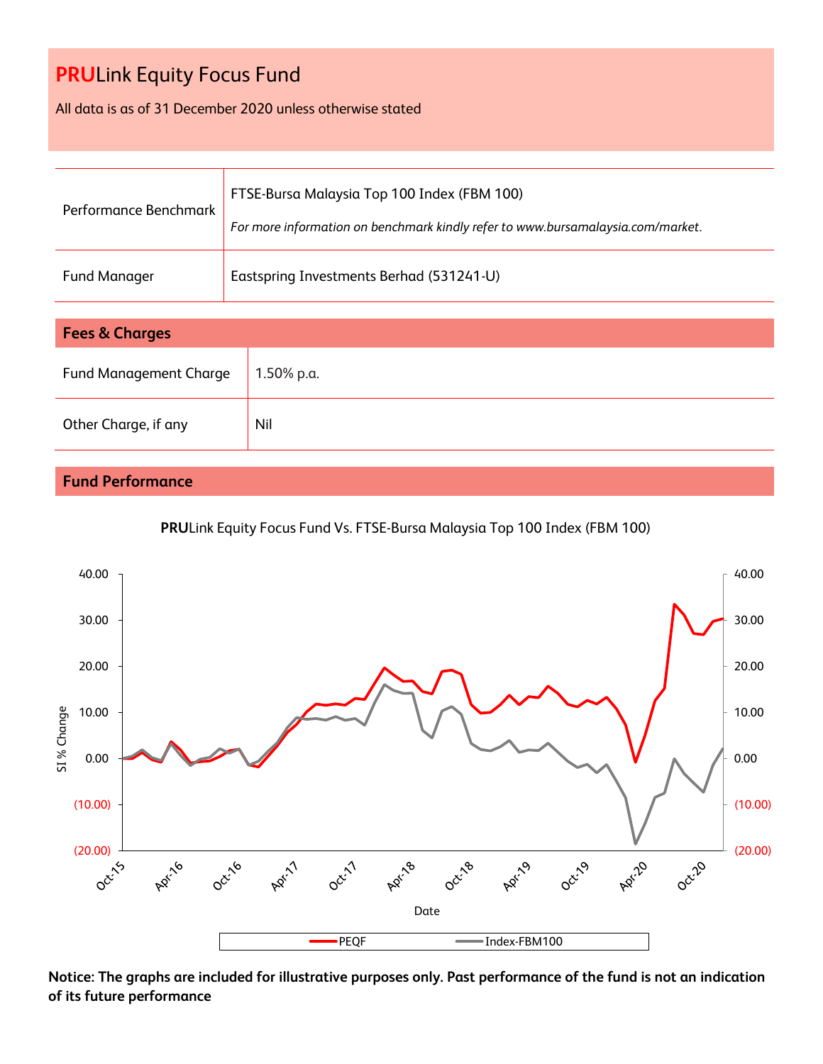# **PRU**Link Equity Focus Fund

All data is as of 31 December 2020 unless otherwise stated

| | |
|---|---|
| Performance Benchmark | FTSE-Bursa Malaysia Top 100 Index (FBM 100)<br>*For more information on benchmark kindly refer to www.bursamalaysia.com/market.* |
| Fund Manager | Eastspring Investments Berhad (531241-U) |

## Fees & Charges

| | |
|---|---|
| Fund Management Charge | 1.50% p.a. |
| Other Charge, if any | Nil |

## Fund Performance

**PRU**Link Equity Focus Fund Vs. FTSE-Bursa Malaysia Top 100 Index (FBM 100)

**Notice: The graphs are included for illustrative purposes only. Past performance of the fund is not an indication of its future performance**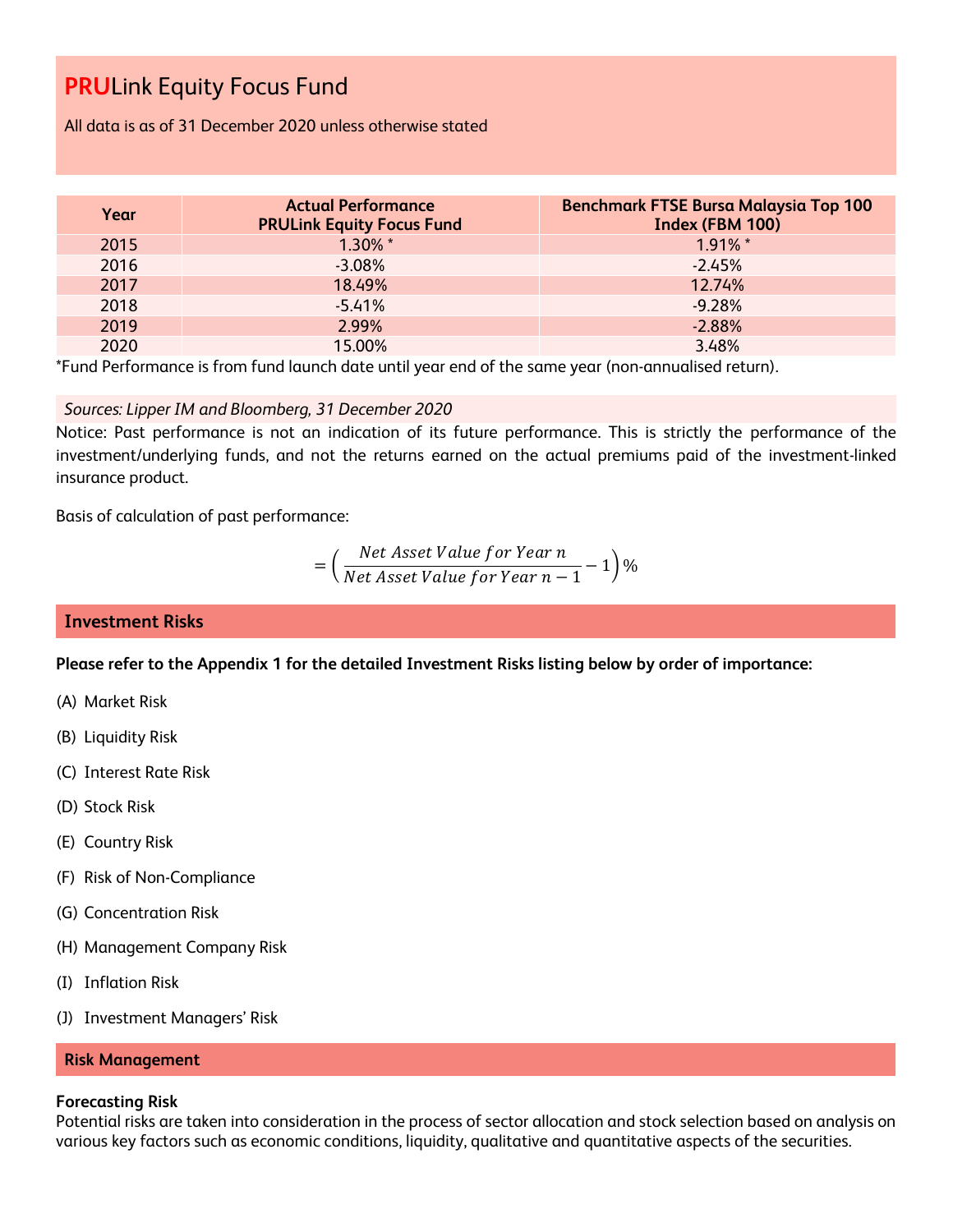# PRULink Equity Focus Fund

All data is as of 31 December 2020 unless otherwise stated

| Year | Actual Performance PRULink Equity Focus Fund | Benchmark FTSE Bursa Malaysia Top 100 Index (FBM 100) |
|---|---|---|
| 2015 | 1.30% * | 1.91% * |
| 2016 | -3.08% | -2.45% |
| 2017 | 18.49% | 12.74% |
| 2018 | -5.41% | -9.28% |
| 2019 | 2.99% | -2.88% |
| 2020 | 15.00% | 3.48% |

*Fund Performance is from fund launch date until year end of the same year (non-annualised return).

*Sources: Lipper IM and Bloomberg, 31 December 2020*

Notice: Past performance is not an indication of its future performance. This is strictly the performance of the investment/underlying funds, and not the returns earned on the actual premiums paid of the investment-linked insurance product.

Basis of calculation of past performance:

$$= \left( \frac{Net\ Asset\ Value\ for\ Year\ n}{Net\ Asset\ Value\ for\ Year\ n-1} - 1 \right) \%$$

## Investment Risks

**Please refer to the Appendix 1 for the detailed Investment Risks listing below by order of importance:**

(A) Market Risk

(B) Liquidity Risk

(C) Interest Rate Risk

(D) Stock Risk

(E) Country Risk

(F) Risk of Non-Compliance

(G) Concentration Risk

(H) Management Company Risk

(I) Inflation Risk

(J) Investment Managers' Risk

## Risk Management

**Forecasting Risk**

Potential risks are taken into consideration in the process of sector allocation and stock selection based on analysis on various key factors such as economic conditions, liquidity, qualitative and quantitative aspects of the securities.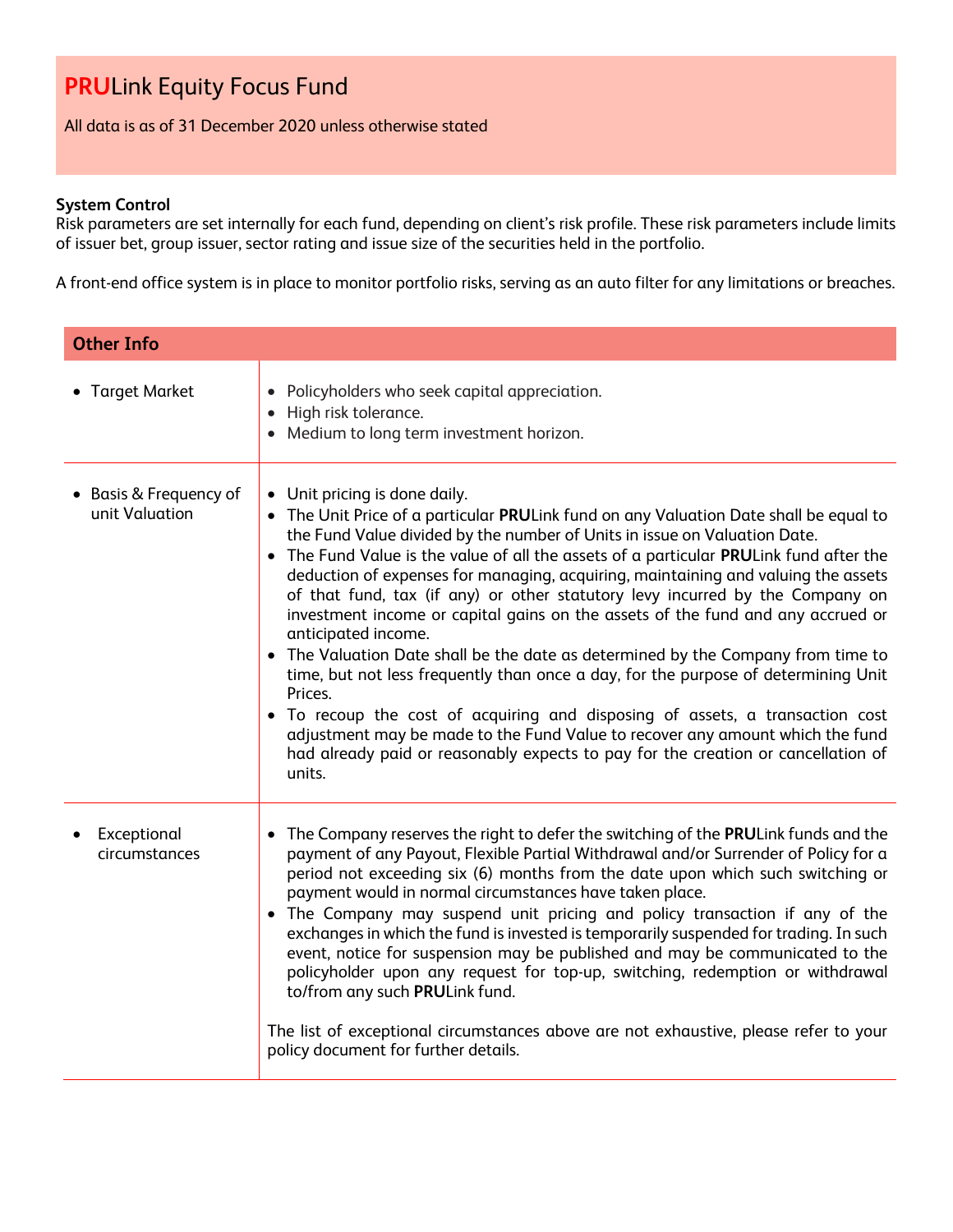# **PRU**Link Equity Focus Fund

All data is as of 31 December 2020 unless otherwise stated

**System Control**

Risk parameters are set internally for each fund, depending on client's risk profile. These risk parameters include limits of issuer bet, group issuer, sector rating and issue size of the securities held in the portfolio.

A front-end office system is in place to monitor portfolio risks, serving as an auto filter for any limitations or breaches.

| **Other Info** | |
|---|---|
| • Target Market | • Policyholders who seek capital appreciation.<br>• High risk tolerance.<br>• Medium to long term investment horizon. |
| • Basis & Frequency of unit Valuation | • Unit pricing is done daily.<br>• The Unit Price of a particular **PRU**Link fund on any Valuation Date shall be equal to the Fund Value divided by the number of Units in issue on Valuation Date.<br>• The Fund Value is the value of all the assets of a particular **PRU**Link fund after the deduction of expenses for managing, acquiring, maintaining and valuing the assets of that fund, tax (if any) or other statutory levy incurred by the Company on investment income or capital gains on the assets of the fund and any accrued or anticipated income.<br>• The Valuation Date shall be the date as determined by the Company from time to time, but not less frequently than once a day, for the purpose of determining Unit Prices.<br>• To recoup the cost of acquiring and disposing of assets, a transaction cost adjustment may be made to the Fund Value to recover any amount which the fund had already paid or reasonably expects to pay for the creation or cancellation of units. |
| • Exceptional circumstances | • The Company reserves the right to defer the switching of the **PRU**Link funds and the payment of any Payout, Flexible Partial Withdrawal and/or Surrender of Policy for a period not exceeding six (6) months from the date upon which such switching or payment would in normal circumstances have taken place.<br>• The Company may suspend unit pricing and policy transaction if any of the exchanges in which the fund is invested is temporarily suspended for trading. In such event, notice for suspension may be published and may be communicated to the policyholder upon any request for top-up, switching, redemption or withdrawal to/from any such **PRU**Link fund.<br><br>The list of exceptional circumstances above are not exhaustive, please refer to your policy document for further details. |